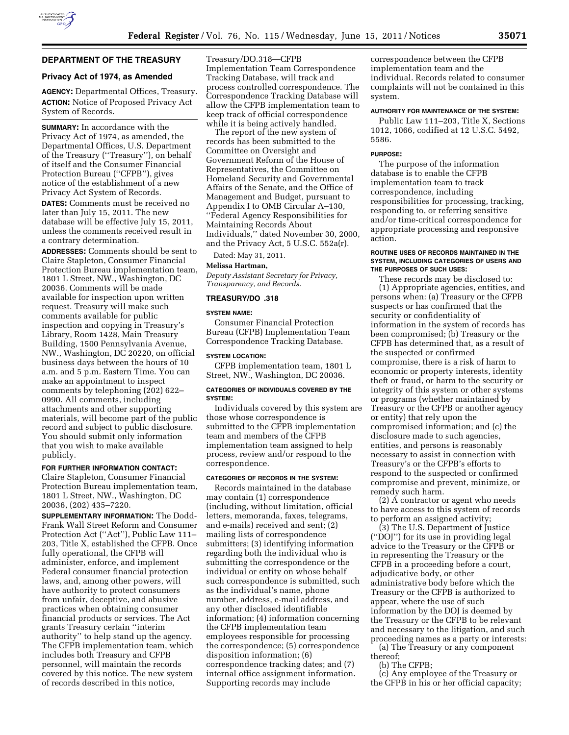## DEPARTMENT OF THE TREASURY

### Privacy Act of 1974, as Amended

**AGENCY:** Departmental Offices, Treasury.

**ACTION:** Notice of Proposed Privacy Act System of Records.

**SUMMARY:** In accordance with the Privacy Act of 1974, as amended, the Departmental Offices, U.S. Department of the Treasury (''Treasury''), on behalf of itself and the Consumer Financial Protection Bureau (''CFPB''), gives notice of the establishment of a new Privacy Act System of Records.

**DATES:** Comments must be received no later than July 15, 2011. The new database will be effective July 15, 2011, unless the comments received result in a contrary determination.

**ADDRESSES:** Comments should be sent to Claire Stapleton, Consumer Financial Protection Bureau implementation team, 1801 L Street, NW., Washington, DC 20036. Comments will be made available for inspection upon written request. Treasury will make such comments available for public inspection and copying in Treasury's Library, Room 1428, Main Treasury Building, 1500 Pennsylvania Avenue, NW., Washington, DC 20220, on official business days between the hours of 10 a.m. and 5 p.m. Eastern Time. You can make an appointment to inspect comments by telephoning (202) 622–0990. All comments, including attachments and other supporting materials, will become part of the public record and subject to public disclosure. You should submit only information that you wish to make available publicly.

**FOR FURTHER INFORMATION CONTACT:** Claire Stapleton, Consumer Financial Protection Bureau implementation team, 1801 L Street, NW., Washington, DC 20036, (202) 435–7220.

**SUPPLEMENTARY INFORMATION:** The Dodd-Frank Wall Street Reform and Consumer Protection Act (''Act''), Public Law 111–203, Title X, established the CFPB. Once fully operational, the CFPB will administer, enforce, and implement Federal consumer financial protection laws, and, among other powers, will have authority to protect consumers from unfair, deceptive, and abusive practices when obtaining consumer financial products or services. The Act grants Treasury certain ''interim authority'' to help stand up the agency. The CFPB implementation team, which includes both Treasury and CFPB personnel, will maintain the records covered by this notice. The new system of records described in this notice, Treasury/DO.318—CFPB Implementation Team Correspondence Tracking Database, will track and process controlled correspondence. The Correspondence Tracking Database will allow the CFPB implementation team to keep track of official correspondence while it is being actively handled.

The report of the new system of records has been submitted to the Committee on Oversight and Government Reform of the House of Representatives, the Committee on Homeland Security and Governmental Affairs of the Senate, and the Office of Management and Budget, pursuant to Appendix I to OMB Circular A–130, ''Federal Agency Responsibilities for Maintaining Records About Individuals,'' dated November 30, 2000, and the Privacy Act, 5 U.S.C. 552a(r).

Dated: May 31, 2011.

**Melissa Hartman,**

*Deputy Assistant Secretary for Privacy, Transparency, and Records.*

### TREASURY/DO .318

#### SYSTEM NAME:

Consumer Financial Protection Bureau (CFPB) Implementation Team Correspondence Tracking Database.

#### SYSTEM LOCATION:

CFPB implementation team, 1801 L Street, NW., Washington, DC 20036.

#### CATEGORIES OF INDIVIDUALS COVERED BY THE SYSTEM:

Individuals covered by this system are those whose correspondence is submitted to the CFPB implementation team and members of the CFPB implementation team assigned to help process, review and/or respond to the correspondence.

#### CATEGORIES OF RECORDS IN THE SYSTEM:

Records maintained in the database may contain (1) correspondence (including, without limitation, official letters, memoranda, faxes, telegrams, and e-mails) received and sent; (2) mailing lists of correspondence submitters; (3) identifying information regarding both the individual who is submitting the correspondence or the individual or entity on whose behalf such correspondence is submitted, such as the individual's name, phone number, address, e-mail address, and any other disclosed identifiable information; (4) information concerning the CFPB implementation team employees responsible for processing the correspondence; (5) correspondence disposition information; (6) correspondence tracking dates; and (7) internal office assignment information. Supporting records may include correspondence between the CFPB implementation team and the individual. Records related to consumer complaints will not be contained in this system.

#### AUTHORITY FOR MAINTENANCE OF THE SYSTEM:

Public Law 111–203, Title X, Sections 1012, 1066, codified at 12 U.S.C. 5492, 5586.

#### PURPOSE:

The purpose of the information database is to enable the CFPB implementation team to track correspondence, including responsibilities for processing, tracking, responding to, or referring sensitive and/or time-critical correspondence for appropriate processing and responsive action.

#### ROUTINE USES OF RECORDS MAINTAINED IN THE SYSTEM, INCLUDING CATEGORIES OF USERS AND THE PURPOSES OF SUCH USES:

These records may be disclosed to:

(1) Appropriate agencies, entities, and persons when: (a) Treasury or the CFPB suspects or has confirmed that the security or confidentiality of information in the system of records has been compromised; (b) Treasury or the CFPB has determined that, as a result of the suspected or confirmed compromise, there is a risk of harm to economic or property interests, identity theft or fraud, or harm to the security or integrity of this system or other systems or programs (whether maintained by Treasury or the CFPB or another agency or entity) that rely upon the compromised information; and (c) the disclosure made to such agencies, entities, and persons is reasonably necessary to assist in connection with Treasury's or the CFPB's efforts to respond to the suspected or confirmed compromise and prevent, minimize, or remedy such harm.

(2) A contractor or agent who needs to have access to this system of records to perform an assigned activity;

(3) The U.S. Department of Justice (''DOJ'') for its use in providing legal advice to the Treasury or the CFPB or in representing the Treasury or the CFPB in a proceeding before a court, adjudicative body, or other administrative body before which the Treasury or the CFPB is authorized to appear, where the use of such information by the DOJ is deemed by the Treasury or the CFPB to be relevant and necessary to the litigation, and such proceeding names as a party or interests:

(a) The Treasury or any component thereof;

(b) The CFPB;

(c) Any employee of the Treasury or the CFPB in his or her official capacity;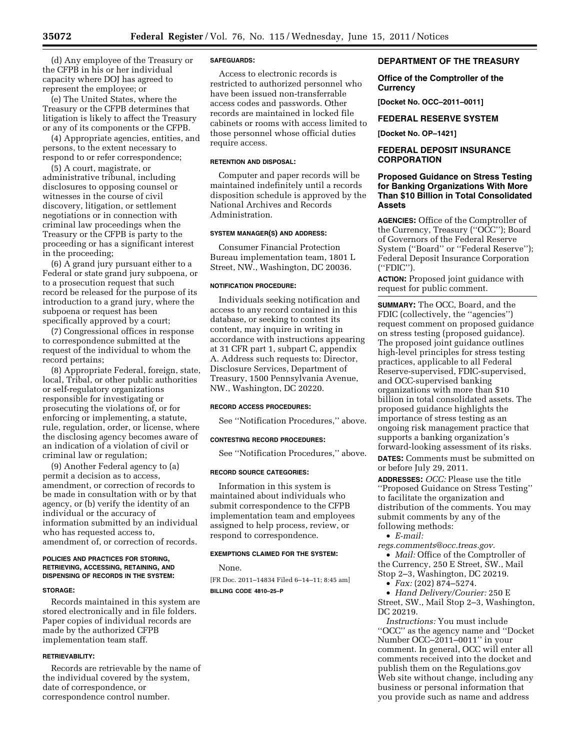(d) Any employee of the Treasury or the CFPB in his or her individual capacity where DOJ has agreed to represent the employee; or

(e) The United States, where the Treasury or the CFPB determines that litigation is likely to affect the Treasury or any of its components or the CFPB.

(4) Appropriate agencies, entities, and persons, to the extent necessary to respond to or refer correspondence;

(5) A court, magistrate, or administrative tribunal, including disclosures to opposing counsel or witnesses in the course of civil discovery, litigation, or settlement negotiations or in connection with criminal law proceedings when the Treasury or the CFPB is party to the proceeding or has a significant interest in the proceeding;

(6) A grand jury pursuant either to a Federal or state grand jury subpoena, or to a prosecution request that such record be released for the purpose of its introduction to a grand jury, where the subpoena or request has been specifically approved by a court;

(7) Congressional offices in response to correspondence submitted at the request of the individual to whom the record pertains;

(8) Appropriate Federal, foreign, state, local, Tribal, or other public authorities or self-regulatory organizations responsible for investigating or prosecuting the violations of, or for enforcing or implementing, a statute, rule, regulation, order, or license, where the disclosing agency becomes aware of an indication of a violation of civil or criminal law or regulation;

(9) Another Federal agency to (a) permit a decision as to access, amendment, or correction of records to be made in consultation with or by that agency, or (b) verify the identity of an individual or the accuracy of information submitted by an individual who has requested access to, amendment of, or correction of records.

#### POLICIES AND PRACTICES FOR STORING, RETRIEVING, ACCESSING, RETAINING, AND DISPENSING OF RECORDS IN THE SYSTEM:

#### STORAGE:

Records maintained in this system are stored electronically and in file folders. Paper copies of individual records are made by the authorized CFPB implementation team staff.

#### RETRIEVABILITY:

Records are retrievable by the name of the individual covered by the system, date of correspondence, or correspondence control number.

#### SAFEGUARDS:

Access to electronic records is restricted to authorized personnel who have been issued non-transferrable access codes and passwords. Other records are maintained in locked file cabinets or rooms with access limited to those personnel whose official duties require access.

#### RETENTION AND DISPOSAL:

Computer and paper records will be maintained indefinitely until a records disposition schedule is approved by the National Archives and Records Administration.

#### SYSTEM MANAGER(S) AND ADDRESS:

Consumer Financial Protection Bureau implementation team, 1801 L Street, NW., Washington, DC 20036.

#### NOTIFICATION PROCEDURE:

Individuals seeking notification and access to any record contained in this database, or seeking to contest its content, may inquire in writing in accordance with instructions appearing at 31 CFR part 1, subpart C, appendix A. Address such requests to: Director, Disclosure Services, Department of Treasury, 1500 Pennsylvania Avenue, NW., Washington, DC 20220.

#### RECORD ACCESS PROCEDURES:

See ''Notification Procedures,'' above.

#### CONTESTING RECORD PROCEDURES:

See ''Notification Procedures,'' above.

#### RECORD SOURCE CATEGORIES:

Information in this system is maintained about individuals who submit correspondence to the CFPB implementation team and employees assigned to help process, review, or respond to correspondence.

#### EXEMPTIONS CLAIMED FOR THE SYSTEM:

None.

[FR Doc. 2011–14834 Filed 6–14–11; 8:45 am]

**BILLING CODE 4810–25–P**

## DEPARTMENT OF THE TREASURY

### Office of the Comptroller of the Currency

**[Docket No. OCC–2011–0011]**

## FEDERAL RESERVE SYSTEM

**[Docket No. OP–1421]**

## FEDERAL DEPOSIT INSURANCE CORPORATION

### Proposed Guidance on Stress Testing for Banking Organizations With More Than $10 Billion in Total Consolidated Assets

**AGENCIES:** Office of the Comptroller of the Currency, Treasury (''OCC''); Board of Governors of the Federal Reserve System (''Board'' or ''Federal Reserve''); Federal Deposit Insurance Corporation (''FDIC'').

**ACTION:** Proposed joint guidance with request for public comment.

**SUMMARY:** The OCC, Board, and the FDIC (collectively, the ''agencies'') request comment on proposed guidance on stress testing (proposed guidance). The proposed joint guidance outlines high-level principles for stress testing practices, applicable to all Federal Reserve-supervised, FDIC-supervised, and OCC-supervised banking organizations with more than $10 billion in total consolidated assets. The proposed guidance highlights the importance of stress testing as an ongoing risk management practice that supports a banking organization's forward-looking assessment of its risks.

**DATES:** Comments must be submitted on or before July 29, 2011.

**ADDRESSES:** *OCC:* Please use the title ''Proposed Guidance on Stress Testing'' to facilitate the organization and distribution of the comments. You may submit comments by any of the following methods:

- *E-mail: regs.comments@occ.treas.gov.*
- *Mail:* Office of the Comptroller of the Currency, 250 E Street, SW., Mail Stop 2–3, Washington, DC 20219.
- *Fax:* (202) 874–5274.
- *Hand Delivery/Courier:* 250 E Street, SW., Mail Stop 2–3, Washington, DC 20219.

*Instructions:* You must include ''OCC'' as the agency name and ''Docket Number OCC–2011–0011'' in your comment. In general, OCC will enter all comments received into the docket and publish them on the Regulations.gov Web site without change, including any business or personal information that you provide such as name and address